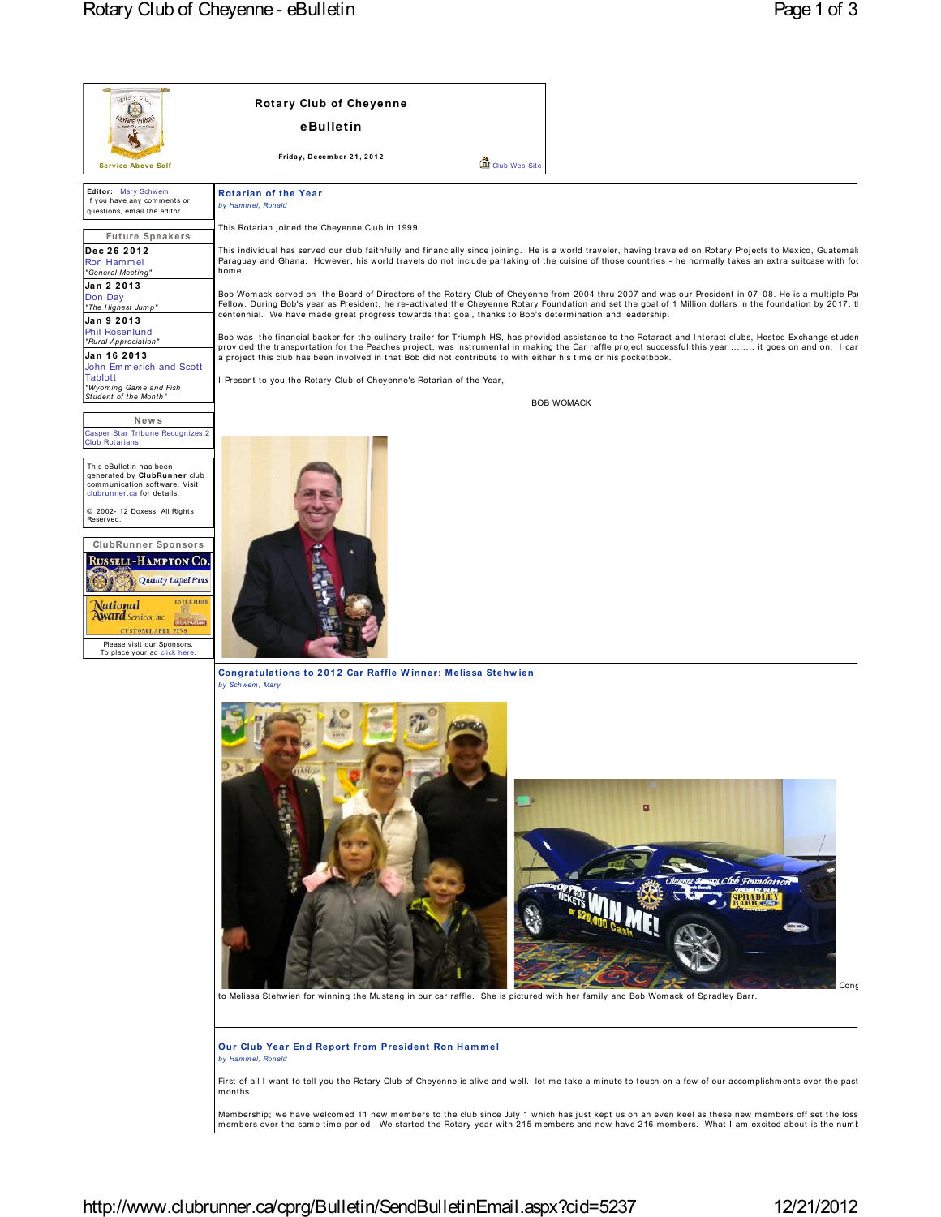# Rotary Club of Cheyenne

## eBulletin

**Friday, December 21, 2012**

Service Above Self

Club Web Site

**Editor:** Mary Schwem
If you have any comments or questions, email the editor.

### Future Speakers

**Dec 26 2012**
Ron Hammel
*"General Meeting"*

**Jan 2 2013**
Don Day
*"The Highest Jump"*

**Jan 9 2013**
Phil Rosenlund
*"Rural Appreciation"*

**Jan 16 2013**
John Emmerich and Scott Tablott
*"Wyoming Game and Fish Student of the Month"*

### News

Casper Star Tribune Recognizes 2 Club Rotarians

This eBulletin has been generated by **ClubRunner** club communication software. Visit clubrunner.ca for details.

© 2002- 12 Doxess. All Rights Reserved.

### ClubRunner Sponsors

Please visit our Sponsors.
To place your ad click here.

---

## Rotarian of the Year

*by Hammel, Ronald*

This Rotarian joined the Cheyenne Club in 1999.

This individual has served our club faithfully and financially since joining. He is a world traveler, having traveled on Rotary Projects to Mexico, Guatemala, Paraguay and Ghana. However, his world travels do not include partaking of the cuisine of those countries - he normally takes an extra suitcase with food from home.

Bob Womack served on the Board of Directors of the Rotary Club of Cheyenne from 2004 thru 2007 and was our President in 07-08. He is a multiple Paul Harris Fellow. During Bob's year as President, he re-activated the Cheyenne Rotary Foundation and set the goal of 1 Million dollars in the foundation by 2017, the centennial. We have made great progress towards that goal, thanks to Bob's determination and leadership.

Bob was the financial backer for the culinary trailer for Triumph HS, has provided assistance to the Rotaract and Interact clubs, Hosted Exchange students, provided the transportation for the Peaches project, was instrumental in making the Car raffle project successful this year ........ it goes on and on. I can't think of a project this club has been involved in that Bob did not contribute to with either his time or his pocketbook.

I Present to you the Rotary Club of Cheyenne's Rotarian of the Year,

BOB WOMACK

---

## Congratulations to 2012 Car Raffle Winner: Melissa Stehwien

*by Schwem, Mary*

Congratulations to Melissa Stehwien for winning the Mustang in our car raffle. She is pictured with her family and Bob Womack of Spradley Barr.

---

## Our Club Year End Report from President Ron Hammel

*by Hammel, Ronald*

First of all I want to tell you the Rotary Club of Cheyenne is alive and well. let me take a minute to touch on a few of our accomplishments over the past months.

Membership; we have welcomed 11 new members to the club since July 1 which has just kept us on an even keel as these new members off set the loss of members over the same time period. We started the Rotary year with 215 members and now have 216 members. What I am excited about is the numb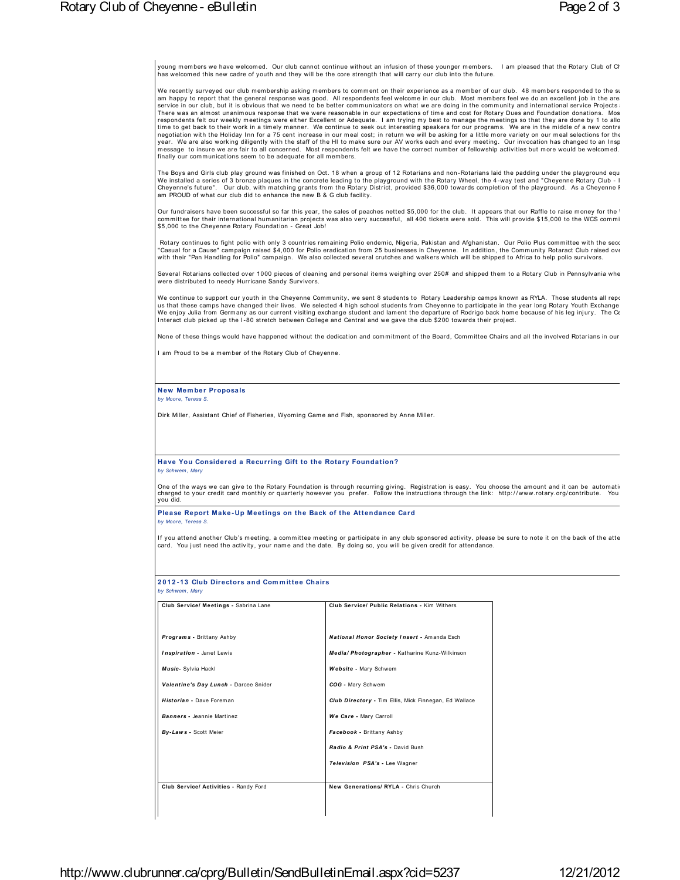young members we have welcomed. Our club cannot continue without an infusion of these younger members. I am pleased that the Rotary Club of Ch has welcomed this new cadre of youth and they will be the core strength that will carry our club into the future.

We recently surveyed our club membership asking members to comment on their experience as a member of our club. 48 members responded to the su am happy to report that the general response was good. All respondents feel welcome in our club. Most members feel we do an excellent job in the are service in our club, but it is obvious that we need to be better communicators on what we are doing in the community and international service Projects There was an almost unanimous response that we were reasonable in our expectations of time and cost for Rotary Dues and Foundation donations. Mos respondents felt our weekly meetings were either Excellent or Adequate. I am trying my best to manage the meetings so that they are done by 1 to allo time to get back to their work in a timely manner. We continue to seek out interesting speakers for our programs. We are in the middle of a new contra negotiation with the Holiday Inn for a 75 cent increase in our meal cost; in return we will be asking for a little more variety on our meal selections for the year. We are also working diligently with the staff of the HI to make sure our AV works each and every meeting. Our invocation has changed to an Insp message to insure we are fair to all concerned. Most respondents felt we have the correct number of fellowship activities but more would be welcomed. finally our communications seem to be adequate for all members.

The Boys and Girls club play ground was finished on Oct. 18 when a group of 12 Rotarians and non-Rotarians laid the padding under the playground equ We installed a series of 3 bronze plaques in the concrete leading to the playground with the Rotary Wheel, the 4-way test and "Cheyenne Rotary Club - I Cheyenne's future". Our club, with matching grants from the Rotary District, provided $36,000 towards completion of the playground. As a Cheyenne F am PROUD of what our club did to enhance the new B & G club facility.

Our fundraisers have been successful so far this year, the sales of peaches netted $5,000 for the club. It appears that our Raffle to raise money for the committee for their international humanitarian projects was also very successful, all 400 tickets were sold. This will provide $15,000 to the WCS commi $5,000 to the Cheyenne Rotary Foundation - Great Job!

Rotary continues to fight polio with only 3 countries remaining Polio endemic, Nigeria, Pakistan and Afghanistan. Our Polio Plus committee with the seco "Casual for a Cause" campaign raised $4,000 for Polio eradication from 25 businesses in Cheyenne. In addition, the Community Rotaract Club raised ove with their "Pan Handling for Polio" campaign. We also collected several crutches and walkers which will be shipped to Africa to help polio survivors.

Several Rotarians collected over 1000 pieces of cleaning and personal items weighing over 250# and shipped them to a Rotary Club in Pennsylvania whe were distributed to needy Hurricane Sandy Survivors.

We continue to support our youth in the Cheyenne Community, we sent 8 students to Rotary Leadership camps known as RYLA. Those students all repo us that these camps have changed their lives. We selected 4 high school students from Cheyenne to participate in the year long Rotary Youth Exchange We enjoy Julia from Germany as our current visiting exchange student and lament the departure of Rodrigo back home because of his leg injury. The Ce Interact club picked up the I-80 stretch between College and Central and we gave the club $200 towards their project.

None of these things would have happened without the dedication and commitment of the Board, Committee Chairs and all the involved Rotarians in our

I am Proud to be a member of the Rotary Club of Cheyenne.

## New Member Proposals

*by Moore, Teresa S.*

Dirk Miller, Assistant Chief of Fisheries, Wyoming Game and Fish, sponsored by Anne Miller.

## Have You Considered a Recurring Gift to the Rotary Foundation?

*by Schwem, Mary*

One of the ways we can give to the Rotary Foundation is through recurring giving. Registration is easy. You choose the amount and it can be automati charged to your credit card monthly or quarterly however you prefer. Follow the instructions through the link: http://www.rotary.org/contribute. You you did.

## Please Report Make-Up Meetings on the Back of the Attendance Card

*by Moore, Teresa S.*

If you attend another Club's meeting, a committee meeting or participate in any club sponsored activity, please be sure to note it on the back of the atte card. You just need the activity, your name and the date. By doing so, you will be given credit for attendance.

## 2012-13 Club Directors and Committee Chairs

*by Schwem, Mary*

| | |
|---|---|
| **Club Service/ Meetings -** Sabrina Lane | **Club Service/ Public Relations -** Kim Withers |
| ***Programs -*** Brittany Ashby | ***National Honor Society Insert -*** Amanda Esch |
| ***Inspiration -*** Janet Lewis | ***Media/ Photographer -*** Katharine Kunz-Wilkinson |
| ***Music-*** Sylvia Hackl | ***Website -*** Mary Schwem |
| ***Valentine's Day Lunch -*** Darcee Snider | ***COG -*** Mary Schwem |
| ***Historian -*** Dave Foreman | ***Club Directory -*** Tim Ellis, Mick Finnegan, Ed Wallace |
| ***Banners -*** Jeannie Martinez | ***We Care -*** Mary Carroll |
| ***By-Laws -*** Scott Meier | ***Facebook -*** Brittany Ashby |
| | ***Radio & Print PSA's -*** David Bush |
| | ***Television PSA's -*** Lee Wagner |
| **Club Service/ Activities -** Randy Ford | **New Generations/ RYLA -** Chris Church |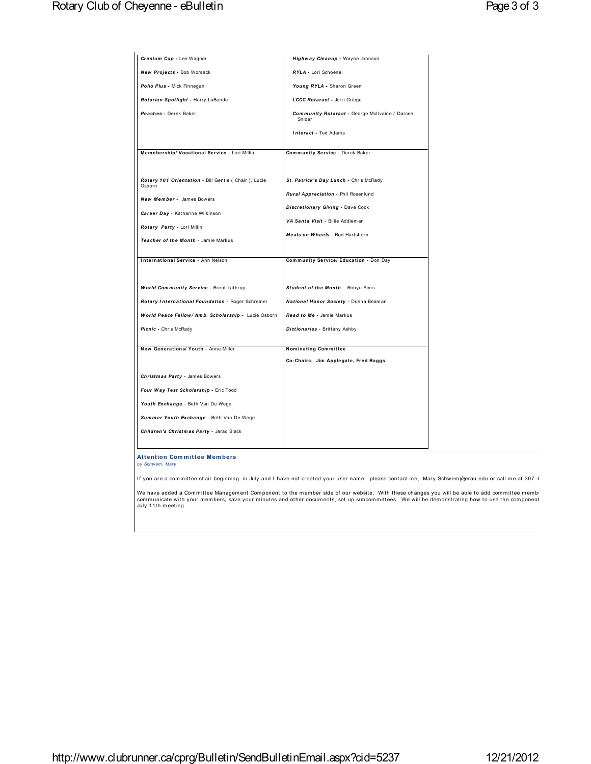| | |
|---|---|
| ***Cranium Cup*** - Lee Wagner<br><br>***New Projects*** - Bob Womack<br><br>***Polio Plus*** - Mick Finnegan<br><br>***Rotarian Spotlight*** - Harry LaBonde<br><br>***Peaches*** - Derek Baker | ***Highway Cleanup*** - Wayne Johnson<br><br>***RYLA*** - Lori Schoene<br><br>***Young RYLA*** - Sharon Green<br><br>***LCCC Rotaract*** - Jerri Griego<br><br>***Community Rotaract*** - George McIlvaine / Darcee Snider<br><br>***Interact*** - Ted Adams |
| **Memebership/ Vocational Service** - Lori Millin<br><br>***Rotary 101 Orientation*** - Bill Gentle ( Chair ), Lucie Osborn<br><br>***New Member*** - James Bowers<br><br>***Career Day*** - Katharine Wilkinson<br><br>***Rotary Party*** - Lori Millin<br><br>***Teacher of the Month*** - Jamie Markus | **Community Service** - Derek Baker<br><br>***St. Patrick's Day Lunch*** - Chris McRady<br><br>***Rural Appreciation*** - Phil Rosenlund<br><br>***Discretionary Giving*** - Dave Cook<br><br>***VA Santa Visit*** - Billie Addleman<br><br>***Meals on Wheels*** - Rod Hartshorn |
| **International Service** - Ann Nelson<br><br>***World Community Service*** - Brent Lathrop<br><br>***Rotary International Foundation*** - Roger Schreiner<br><br>***World Peace Fellow/ Amb. Scholarship*** - Lucie Osborn<br><br>***Picnic*** - Chris McRady | **Community Service/ Education** - Don Day<br><br>***Student of the Month*** – Robyn Sims<br><br>***National Honor Society*** - Donna Beaman<br><br>***Read to Me*** - Jamie Markus<br><br>***Dictionaries*** - Brittany Ashby |
| **New Generations/ Youth** - Anne Miller<br><br>***Christmas Party*** - James Bowers<br><br>***Four Way Test Scholarship*** - Eric Todd<br><br>***Youth Exchange*** - Beth Van De Wege<br><br>***Summer Youth Exchange*** - Beth Van De Wege<br><br>***Children's Christmas Party*** - Jarad Black | **Nominating Committee**<br><br>**Co-Chairs: Jim Applegate, Fred Baggs** |

## Attention Committee Members

*by Schwem, Mary*

If you are a committee chair beginning in July and I have not created your user name, please contact me, Mary.Schwem@erau.edu or call me at 307-(

We have added a Committee Management Component to the member side of our website. With these changes you will be able to add committee membe communicate with your members, save your minutes and other documents, set up subcommittees. We will be demonstrating how to use the component July 11th meeting.